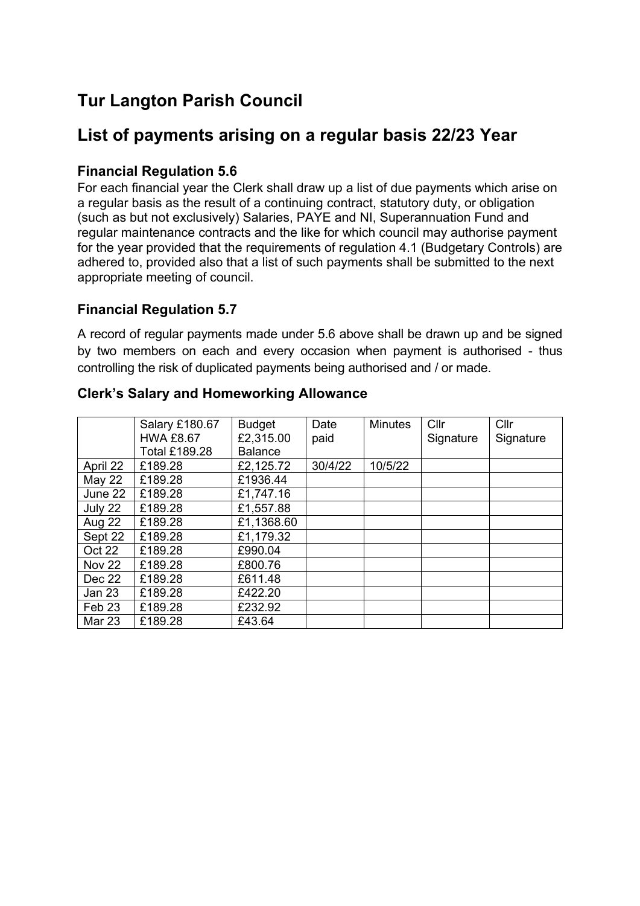# Tur Langton Parish Council

## List of payments arising on a regular basis 22/23 Year

### Financial Regulation 5.6

For each financial year the Clerk shall draw up a list of due payments which arise on a regular basis as the result of a continuing contract, statutory duty, or obligation (such as but not exclusively) Salaries, PAYE and NI, Superannuation Fund and regular maintenance contracts and the like for which council may authorise payment for the year provided that the requirements of regulation 4.1 (Budgetary Controls) are adhered to, provided also that a list of such payments shall be submitted to the next appropriate meeting of council.

### Financial Regulation 5.7

A record of regular payments made under 5.6 above shall be drawn up and be signed by two members on each and every occasion when payment is authorised - thus controlling the risk of duplicated payments being authorised and / or made.

### Clerk's Salary and Homeworking Allowance

| | Salary £180.67 HWA £8.67 Total £189.28 | Budget £2,315.00 Balance | Date paid | Minutes | Cllr Signature | Cllr Signature |
|---|---|---|---|---|---|---|
| April 22 | £189.28 | £2,125.72 | 30/4/22 | 10/5/22 | | |
| May 22 | £189.28 | £1936.44 | | | | |
| June 22 | £189.28 | £1,747.16 | | | | |
| July 22 | £189.28 | £1,557.88 | | | | |
| Aug 22 | £189.28 | £1,1368.60 | | | | |
| Sept 22 | £189.28 | £1,179.32 | | | | |
| Oct 22 | £189.28 | £990.04 | | | | |
| Nov 22 | £189.28 | £800.76 | | | | |
| Dec 22 | £189.28 | £611.48 | | | | |
| Jan 23 | £189.28 | £422.20 | | | | |
| Feb 23 | £189.28 | £232.92 | | | | |
| Mar 23 | £189.28 | £43.64 | | | | |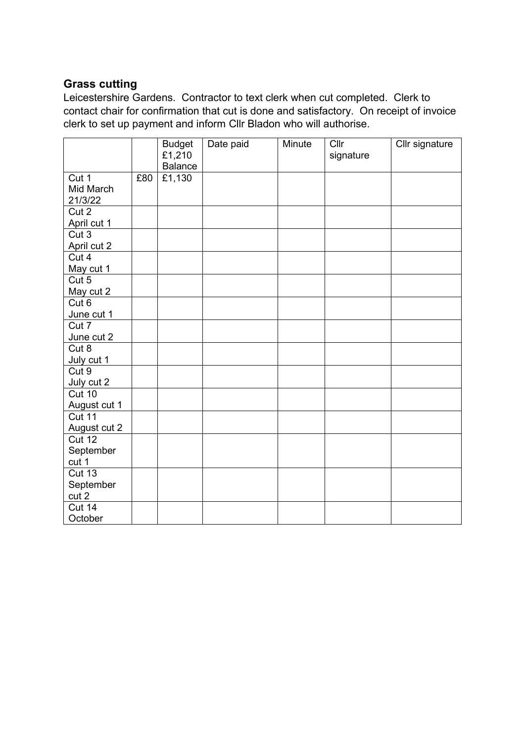## Grass cutting

Leicestershire Gardens. Contractor to text clerk when cut completed. Clerk to contact chair for confirmation that cut is done and satisfactory. On receipt of invoice clerk to set up payment and inform Cllr Bladon who will authorise.

| | | Budget £1,210 Balance | Date paid | Minute | Cllr signature | Cllr signature |
|---|---|---|---|---|---|---|
| Cut 1 Mid March 21/3/22 | £80 | £1,130 | | | | |
| Cut 2 April cut 1 | | | | | | |
| Cut 3 April cut 2 | | | | | | |
| Cut 4 May cut 1 | | | | | | |
| Cut 5 May cut 2 | | | | | | |
| Cut 6 June cut 1 | | | | | | |
| Cut 7 June cut 2 | | | | | | |
| Cut 8 July cut 1 | | | | | | |
| Cut 9 July cut 2 | | | | | | |
| Cut 10 August cut 1 | | | | | | |
| Cut 11 August cut 2 | | | | | | |
| Cut 12 September cut 1 | | | | | | |
| Cut 13 September cut 2 | | | | | | |
| Cut 14 October | | | | | | |